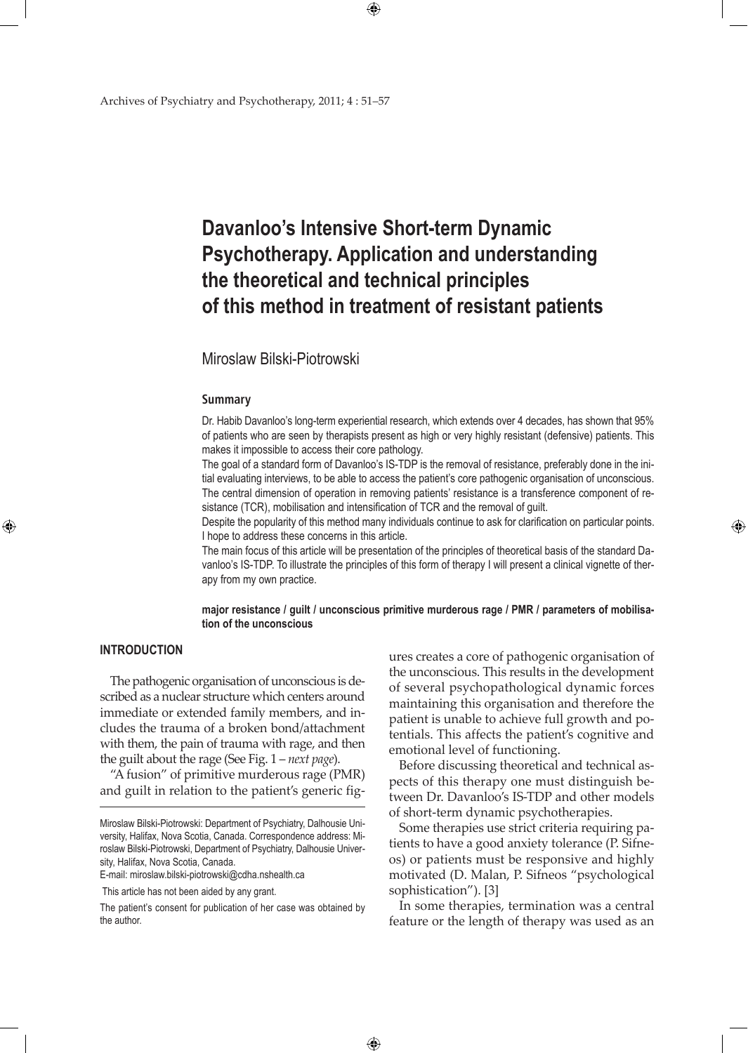# Davanloo's Intensive Short-term Dynamic Psychotherapy. Application and understanding the theoretical and technical principles of this method in treatment of resistant patients

Miroslaw Bilski-Piotrowski

### Summary

Dr. Habib Davanloo's long-term experiential research, which extends over 4 decades, has shown that 95% of patients who are seen by therapists present as high or very highly resistant (defensive) patients. This makes it impossible to access their core pathology.

The goal of a standard form of Davanloo's IS-TDP is the removal of resistance, preferably done in the initial evaluating interviews, to be able to access the patient's core pathogenic organisation of unconscious. The central dimension of operation in removing patients' resistance is a transference component of resistance (TCR), mobilisation and intensification of TCR and the removal of guilt.

Despite the popularity of this method many individuals continue to ask for clarification on particular points. I hope to address these concerns in this article.

The main focus of this article will be presentation of the principles of theoretical basis of the standard Davanloo's IS-TDP. To illustrate the principles of this form of therapy I will present a clinical vignette of therapy from my own practice.

**major resistance / guilt / unconscious primitive murderous rage / PMR / parameters of mobilisation of the unconscious**

## INTRODUCTION

The pathogenic organisation of unconscious is described as a nuclear structure which centers around immediate or extended family members, and includes the trauma of a broken bond/attachment with them, the pain of trauma with rage, and then the guilt about the rage (See Fig. 1 – *next page*).

"A fusion" of primitive murderous rage (PMR) and guilt in relation to the patient's generic figures creates a core of pathogenic organisation of the unconscious. This results in the development of several psychopathological dynamic forces maintaining this organisation and therefore the patient is unable to achieve full growth and potentials. This affects the patient's cognitive and emotional level of functioning.

Before discussing theoretical and technical aspects of this therapy one must distinguish between Dr. Davanloo's IS-TDP and other models of short-term dynamic psychotherapies.

Some therapies use strict criteria requiring patients to have a good anxiety tolerance (P. Sifneos) or patients must be responsive and highly motivated (D. Malan, P. Sifneos "psychological sophistication"). [3]

In some therapies, termination was a central feature or the length of therapy was used as an

---

Miroslaw Bilski-Piotrowski: Department of Psychiatry, Dalhousie University, Halifax, Nova Scotia, Canada. Correspondence address: Miroslaw Bilski-Piotrowski, Department of Psychiatry, Dalhousie University, Halifax, Nova Scotia, Canada.

E-mail: miroslaw.bilski-piotrowski@cdha.nshealth.ca

This article has not been aided by any grant.

The patient's consent for publication of her case was obtained by the author.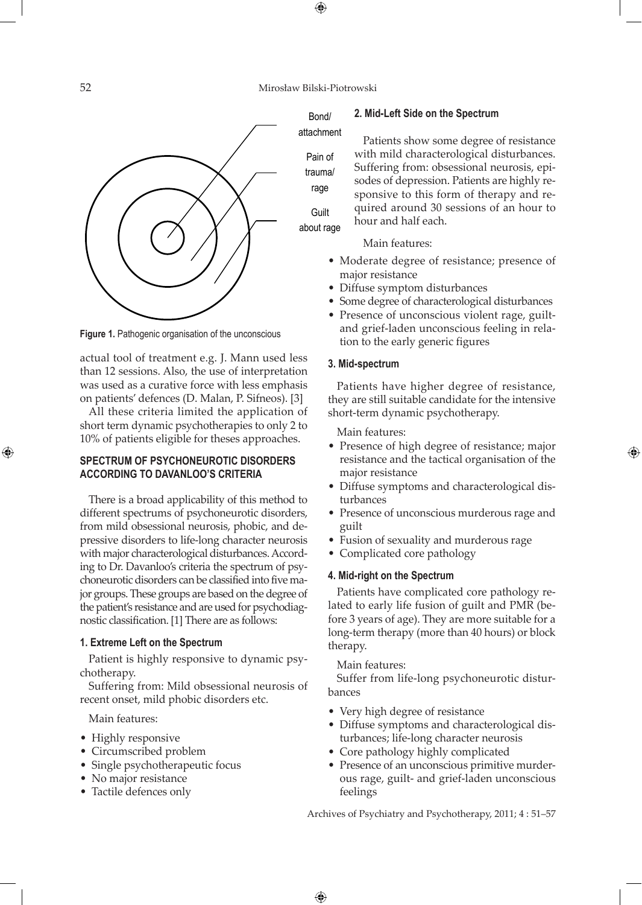Bond/attachment

Pain of trauma/rage

Guilt about rage

**Figure 1.** Pathogenic organisation of the unconscious

actual tool of treatment e.g. J. Mann used less than 12 sessions. Also, the use of interpretation was used as a curative force with less emphasis on patients' defences (D. Malan, P. Sifneos). [3]

All these criteria limited the application of short term dynamic psychotherapies to only 2 to 10% of patients eligible for theses approaches.

## SPECTRUM OF PSYCHONEUROTIC DISORDERS ACCORDING TO DAVANLOO'S CRITERIA

There is a broad applicability of this method to different spectrums of psychoneurotic disorders, from mild obsessional neurosis, phobic, and depressive disorders to life-long character neurosis with major characterological disturbances. According to Dr. Davanloo's criteria the spectrum of psychoneurotic disorders can be classified into five major groups. These groups are based on the degree of the patient's resistance and are used for psychodiagnostic classification. [1] There are as follows:

### 1. Extreme Left on the Spectrum

Patient is highly responsive to dynamic psychotherapy.

Suffering from: Mild obsessional neurosis of recent onset, mild phobic disorders etc.

Main features:

- Highly responsive
- Circumscribed problem
- Single psychotherapeutic focus
- No major resistance
- Tactile defences only

### 2. Mid-Left Side on the Spectrum

Patients show some degree of resistance with mild characterological disturbances. Suffering from: obsessional neurosis, episodes of depression. Patients are highly responsive to this form of therapy and required around 30 sessions of an hour to hour and half each.

Main features:

- Moderate degree of resistance; presence of major resistance
- Diffuse symptom disturbances
- Some degree of characterological disturbances
- Presence of unconscious violent rage, guilt- and grief-laden unconscious feeling in relation to the early generic figures

### 3. Mid-spectrum

Patients have higher degree of resistance, they are still suitable candidate for the intensive short-term dynamic psychotherapy.

Main features:

- Presence of high degree of resistance; major resistance and the tactical organisation of the major resistance
- Diffuse symptoms and characterological disturbances
- Presence of unconscious murderous rage and guilt
- Fusion of sexuality and murderous rage
- Complicated core pathology

### 4. Mid-right on the Spectrum

Patients have complicated core pathology related to early life fusion of guilt and PMR (before 3 years of age). They are more suitable for a long-term therapy (more than 40 hours) or block therapy.

Main features:

Suffer from life-long psychoneurotic disturbances

- Very high degree of resistance
- Diffuse symptoms and characterological disturbances; life-long character neurosis
- Core pathology highly complicated
- Presence of an unconscious primitive murderous rage, guilt- and grief-laden unconscious feelings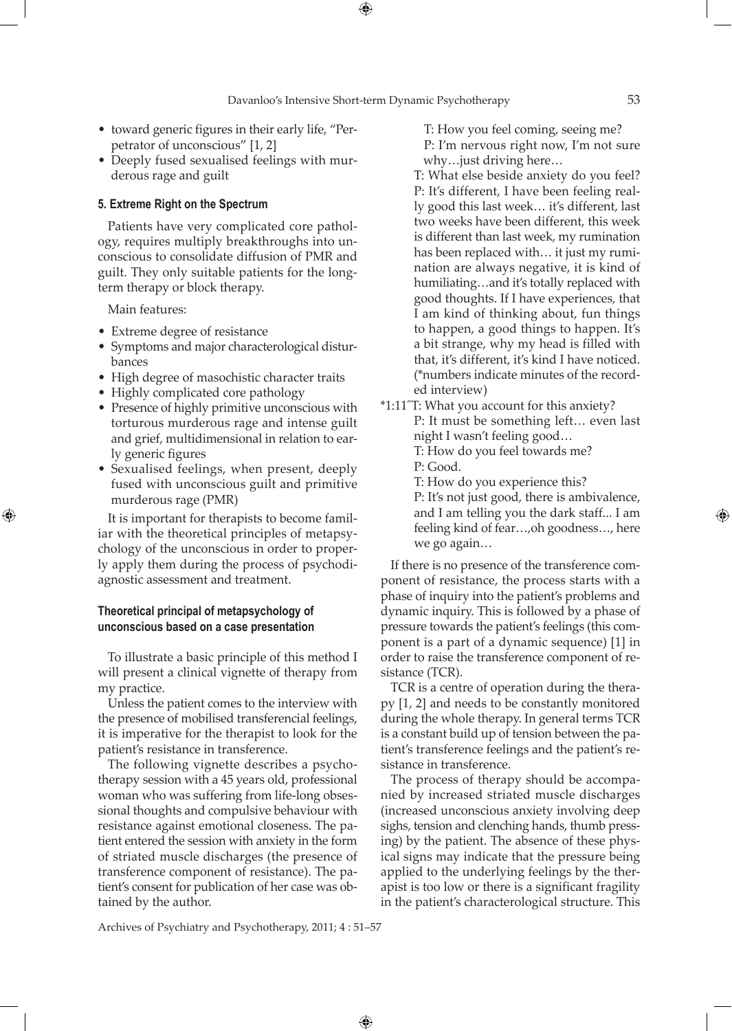- toward generic figures in their early life, "Perpetrator of unconscious" [1, 2]
- Deeply fused sexualised feelings with murderous rage and guilt

#### 5. Extreme Right on the Spectrum

Patients have very complicated core pathology, requires multiply breakthroughs into unconscious to consolidate diffusion of PMR and guilt. They only suitable patients for the long-term therapy or block therapy.

Main features:

- Extreme degree of resistance
- Symptoms and major characterological disturbances
- High degree of masochistic character traits
- Highly complicated core pathology
- Presence of highly primitive unconscious with torturous murderous rage and intense guilt and grief, multidimensional in relation to early generic figures
- Sexualised feelings, when present, deeply fused with unconscious guilt and primitive murderous rage (PMR)

It is important for therapists to become familiar with the theoretical principles of metapsychology of the unconscious in order to properly apply them during the process of psychodiagnostic assessment and treatment.

### Theoretical principal of metapsychology of unconscious based on a case presentation

To illustrate a basic principle of this method I will present a clinical vignette of therapy from my practice.

Unless the patient comes to the interview with the presence of mobilised transferencial feelings, it is imperative for the therapist to look for the patient's resistance in transference.

The following vignette describes a psychotherapy session with a 45 years old, professional woman who was suffering from life-long obsessional thoughts and compulsive behaviour with resistance against emotional closeness. The patient entered the session with anxiety in the form of striated muscle discharges (the presence of transference component of resistance). The patient's consent for publication of her case was obtained by the author.

T: How you feel coming, seeing me?
P: I'm nervous right now, I'm not sure why…just driving here…
T: What else beside anxiety do you feel?
P: It's different, I have been feeling really good this last week… it's different, last two weeks have been different, this week is different than last week, my rumination has been replaced with… it just my rumination are always negative, it is kind of humiliating…and it's totally replaced with good thoughts. If I have experiences, that I am kind of thinking about, fun things to happen, a good things to happen. It's a bit strange, why my head is filled with that, it's different, it's kind I have noticed. (*numbers indicate minutes of the recorded interview)

*1:11˝T: What you account for this anxiety?
P: It must be something left… even last night I wasn't feeling good…
T: How do you feel towards me?
P: Good.
T: How do you experience this?
P: It's not just good, there is ambivalence, and I am telling you the dark staff... I am feeling kind of fear…,oh goodness…, here we go again…

If there is no presence of the transference component of resistance, the process starts with a phase of inquiry into the patient's problems and dynamic inquiry. This is followed by a phase of pressure towards the patient's feelings (this component is a part of a dynamic sequence) [1] in order to raise the transference component of resistance (TCR).

TCR is a centre of operation during the therapy [1, 2] and needs to be constantly monitored during the whole therapy. In general terms TCR is a constant build up of tension between the patient's transference feelings and the patient's resistance in transference.

The process of therapy should be accompanied by increased striated muscle discharges (increased unconscious anxiety involving deep sighs, tension and clenching hands, thumb pressing) by the patient. The absence of these physical signs may indicate that the pressure being applied to the underlying feelings by the therapist is too low or there is a significant fragility in the patient's characterological structure. This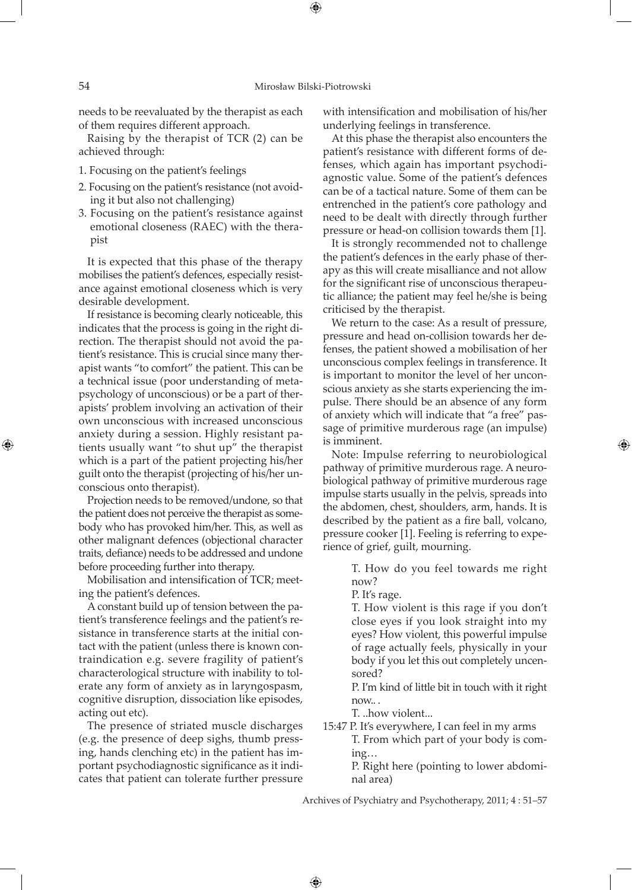needs to be reevaluated by the therapist as each of them requires different approach.

Raising by the therapist of TCR (2) can be achieved through:

1. Focusing on the patient's feelings
2. Focusing on the patient's resistance (not avoiding it but also not challenging)
3. Focusing on the patient's resistance against emotional closeness (RAEC) with the therapist

It is expected that this phase of the therapy mobilises the patient's defences, especially resistance against emotional closeness which is very desirable development.

If resistance is becoming clearly noticeable, this indicates that the process is going in the right direction. The therapist should not avoid the patient's resistance. This is crucial since many therapist wants "to comfort" the patient. This can be a technical issue (poor understanding of metapsychology of unconscious) or be a part of therapists' problem involving an activation of their own unconscious with increased unconscious anxiety during a session. Highly resistant patients usually want "to shut up" the therapist which is a part of the patient projecting his/her guilt onto the therapist (projecting of his/her unconscious onto therapist).

Projection needs to be removed/undone, so that the patient does not perceive the therapist as somebody who has provoked him/her. This, as well as other malignant defences (objectional character traits, defiance) needs to be addressed and undone before proceeding further into therapy.

Mobilisation and intensification of TCR; meeting the patient's defences.

A constant build up of tension between the patient's transference feelings and the patient's resistance in transference starts at the initial contact with the patient (unless there is known contraindication e.g. severe fragility of patient's characterological structure with inability to tolerate any form of anxiety as in laryngospasm, cognitive disruption, dissociation like episodes, acting out etc).

The presence of striated muscle discharges (e.g. the presence of deep sighs, thumb pressing, hands clenching etc) in the patient has important psychodiagnostic significance as it indicates that patient can tolerate further pressure with intensification and mobilisation of his/her underlying feelings in transference.

At this phase the therapist also encounters the patient's resistance with different forms of defenses, which again has important psychodiagnostic value. Some of the patient's defences can be of a tactical nature. Some of them can be entrenched in the patient's core pathology and need to be dealt with directly through further pressure or head-on collision towards them [1].

It is strongly recommended not to challenge the patient's defences in the early phase of therapy as this will create misalliance and not allow for the significant rise of unconscious therapeutic alliance; the patient may feel he/she is being criticised by the therapist.

We return to the case: As a result of pressure, pressure and head on-collision towards her defenses, the patient showed a mobilisation of her unconscious complex feelings in transference. It is important to monitor the level of her unconscious anxiety as she starts experiencing the impulse. There should be an absence of any form of anxiety which will indicate that "a free" passage of primitive murderous rage (an impulse) is imminent.

Note: Impulse referring to neurobiological pathway of primitive murderous rage. A neurobiological pathway of primitive murderous rage impulse starts usually in the pelvis, spreads into the abdomen, chest, shoulders, arm, hands. It is described by the patient as a fire ball, volcano, pressure cooker [1]. Feeling is referring to experience of grief, guilt, mourning.

> T. How do you feel towards me right now?
>
> P. It's rage.
>
> T. How violent is this rage if you don't close eyes if you look straight into my eyes? How violent, this powerful impulse of rage actually feels, physically in your body if you let this out completely uncensored?
>
> P. I'm kind of little bit in touch with it right now.. .
>
> T. ..how violent...

15:47 P. It's everywhere, I can feel in my arms

> T. From which part of your body is coming…
>
> P. Right here (pointing to lower abdominal area)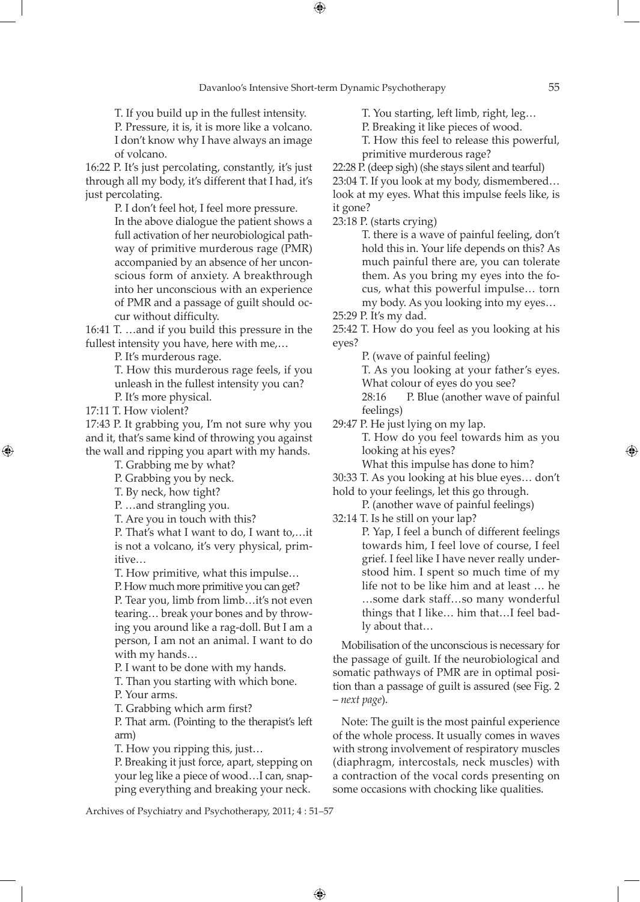T. If you build up in the fullest intensity.

P. Pressure, it is, it is more like a volcano. I don't know why I have always an image of volcano.

16:22 P. It's just percolating, constantly, it's just through all my body, it's different that I had, it's just percolating.

P. I don't feel hot, I feel more pressure.

In the above dialogue the patient shows a full activation of her neurobiological pathway of primitive murderous rage (PMR) accompanied by an absence of her unconscious form of anxiety. A breakthrough into her unconscious with an experience of PMR and a passage of guilt should occur without difficulty.

16:41 T. …and if you build this pressure in the fullest intensity you have, here with me,…

P. It's murderous rage.

T. How this murderous rage feels, if you unleash in the fullest intensity you can?

P. It's more physical.

17:11 T. How violent?

17:43 P. It grabbing you, I'm not sure why you and it, that's same kind of throwing you against the wall and ripping you apart with my hands.

T. Grabbing me by what?

P. Grabbing you by neck.

T. By neck, how tight?

P. …and strangling you.

T. Are you in touch with this?

P. That's what I want to do, I want to,…it is not a volcano, it's very physical, primitive…

T. How primitive, what this impulse…

P. How much more primitive you can get?

P. Tear you, limb from limb…it's not even tearing… break your bones and by throwing you around like a rag-doll. But I am a person, I am not an animal. I want to do with my hands…

P. I want to be done with my hands.

T. Than you starting with which bone.

P. Your arms.

T. Grabbing which arm first?

P. That arm. (Pointing to the therapist's left arm)

T. How you ripping this, just…

P. Breaking it just force, apart, stepping on your leg like a piece of wood…I can, snapping everything and breaking your neck.

T. You starting, left limb, right, leg…

P. Breaking it like pieces of wood.

T. How this feel to release this powerful, primitive murderous rage?

22:28 P. (deep sigh) (she stays silent and tearful)

23:04 T. If you look at my body, dismembered… look at my eyes. What this impulse feels like, is it gone?

23:18 P. (starts crying)

T. there is a wave of painful feeling, don't hold this in. Your life depends on this? As much painful there are, you can tolerate them. As you bring my eyes into the focus, what this powerful impulse… torn my body. As you looking into my eyes…

25:29 P. It's my dad.

25:42 T. How do you feel as you looking at his eyes?

P. (wave of painful feeling)

T. As you looking at your father's eyes. What colour of eyes do you see?

28:16 P. Blue (another wave of painful feelings)

29:47 P. He just lying on my lap.

T. How do you feel towards him as you looking at his eyes?

What this impulse has done to him?

30:33 T. As you looking at his blue eyes… don't hold to your feelings, let this go through.

P. (another wave of painful feelings)

32:14 T. Is he still on your lap?

P. Yap, I feel a bunch of different feelings towards him, I feel love of course, I feel grief. I feel like I have never really understood him. I spent so much time of my life not to be like him and at least … he …some dark staff…so many wonderful things that I like… him that…I feel badly about that…

Mobilisation of the unconscious is necessary for the passage of guilt. If the neurobiological and somatic pathways of PMR are in optimal position than a passage of guilt is assured (see Fig. 2 – *next page*).

Note: The guilt is the most painful experience of the whole process. It usually comes in waves with strong involvement of respiratory muscles (diaphragm, intercostals, neck muscles) with a contraction of the vocal cords presenting on some occasions with chocking like qualities.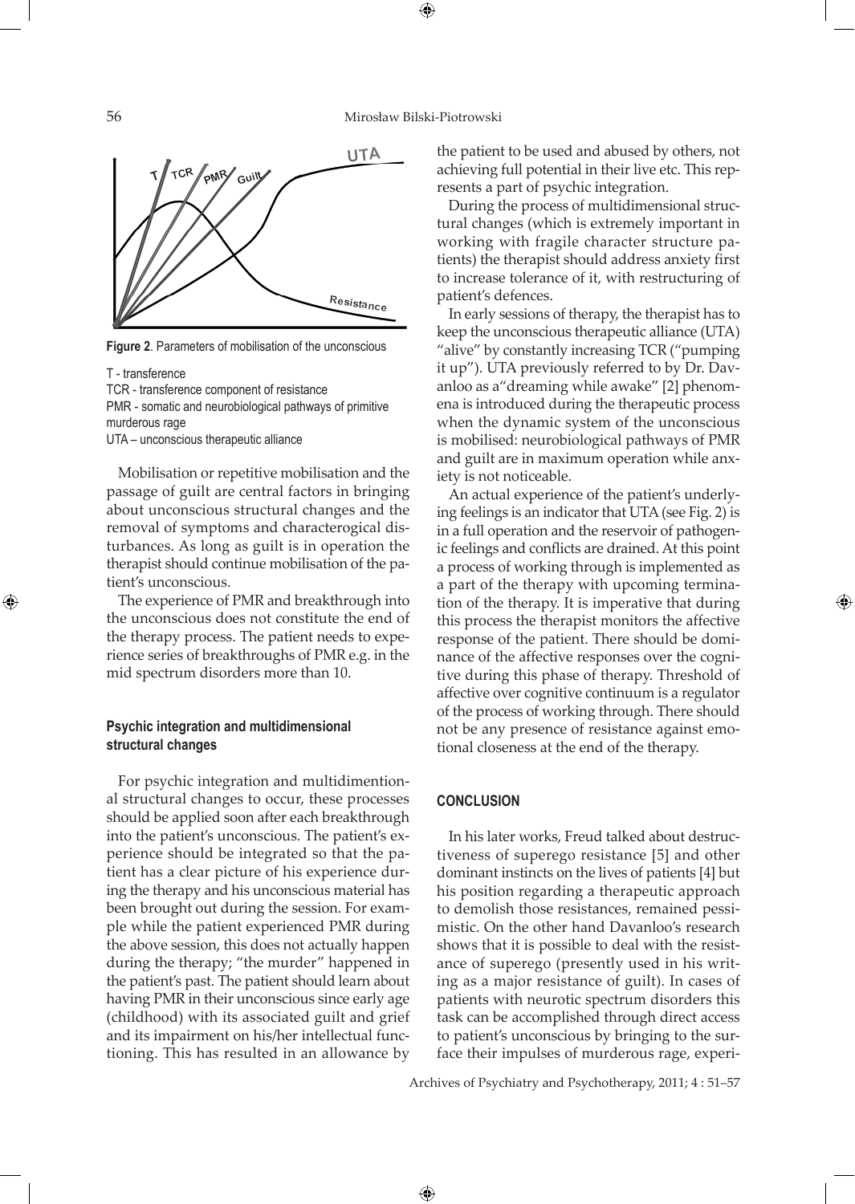**Figure 2**. Parameters of mobilisation of the unconscious

T - transference
TCR - transference component of resistance
PMR - somatic and neurobiological pathways of primitive murderous rage
UTA – unconscious therapeutic alliance

Mobilisation or repetitive mobilisation and the passage of guilt are central factors in bringing about unconscious structural changes and the removal of symptoms and characterogical disturbances. As long as guilt is in operation the therapist should continue mobilisation of the patient's unconscious.

The experience of PMR and breakthrough into the unconscious does not constitute the end of the therapy process. The patient needs to experience series of breakthroughs of PMR e.g. in the mid spectrum disorders more than 10.

#### Psychic integration and multidimensional structural changes

For psychic integration and multidimentional structural changes to occur, these processes should be applied soon after each breakthrough into the patient's unconscious. The patient's experience should be integrated so that the patient has a clear picture of his experience during the therapy and his unconscious material has been brought out during the session. For example while the patient experienced PMR during the above session, this does not actually happen during the therapy; "the murder" happened in the patient's past. The patient should learn about having PMR in their unconscious since early age (childhood) with its associated guilt and grief and its impairment on his/her intellectual functioning. This has resulted in an allowance by the patient to be used and abused by others, not achieving full potential in their live etc. This represents a part of psychic integration.

During the process of multidimensional structural changes (which is extremely important in working with fragile character structure patients) the therapist should address anxiety first to increase tolerance of it, with restructuring of patient's defences.

In early sessions of therapy, the therapist has to keep the unconscious therapeutic alliance (UTA) "alive" by constantly increasing TCR ("pumping it up"). UTA previously referred to by Dr. Davanloo as a"dreaming while awake" [2] phenomena is introduced during the therapeutic process when the dynamic system of the unconscious is mobilised: neurobiological pathways of PMR and guilt are in maximum operation while anxiety is not noticeable.

An actual experience of the patient's underlying feelings is an indicator that UTA (see Fig. 2) is in a full operation and the reservoir of pathogenic feelings and conflicts are drained. At this point a process of working through is implemented as a part of the therapy with upcoming termination of the therapy. It is imperative that during this process the therapist monitors the affective response of the patient. There should be dominance of the affective responses over the cognitive during this phase of therapy. Threshold of affective over cognitive continuum is a regulator of the process of working through. There should not be any presence of resistance against emotional closeness at the end of the therapy.

## CONCLUSION

In his later works, Freud talked about destructiveness of superego resistance [5] and other dominant instincts on the lives of patients [4] but his position regarding a therapeutic approach to demolish those resistances, remained pessimistic. On the other hand Davanloo's research shows that it is possible to deal with the resistance of superego (presently used in his writing as a major resistance of guilt). In cases of patients with neurotic spectrum disorders this task can be accomplished through direct access to patient's unconscious by bringing to the surface their impulses of murderous rage, experi-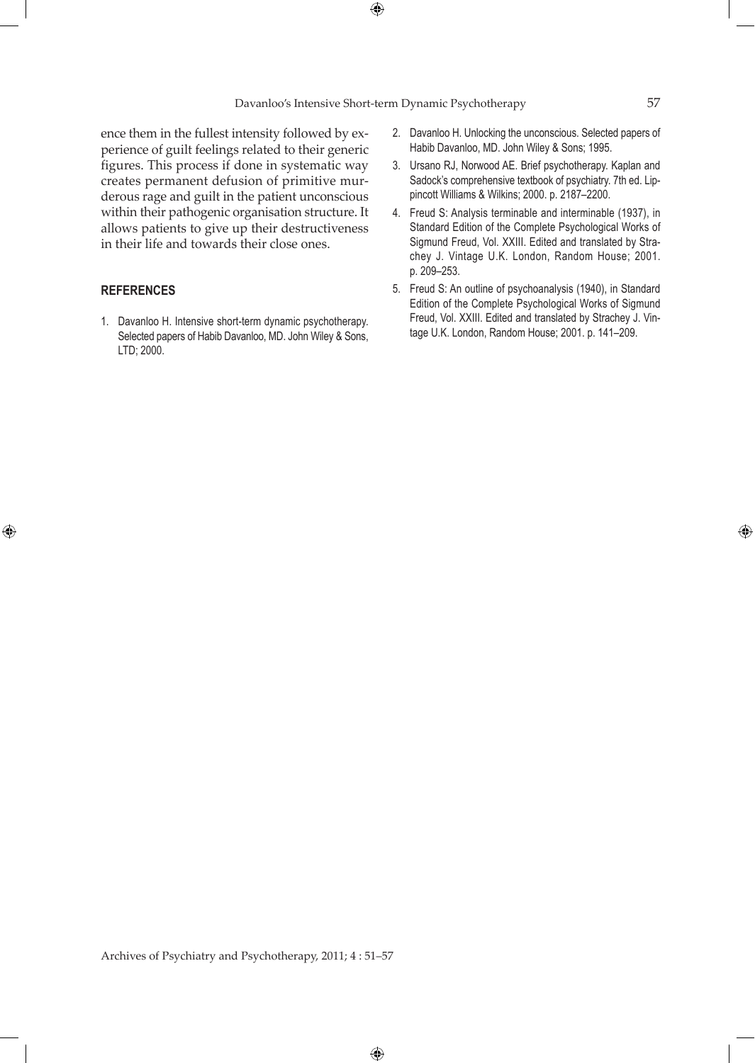ence them in the fullest intensity followed by experience of guilt feelings related to their generic figures. This process if done in systematic way creates permanent defusion of primitive murderous rage and guilt in the patient unconscious within their pathogenic organisation structure. It allows patients to give up their destructiveness in their life and towards their close ones.

## REFERENCES

1. Davanloo H. Intensive short-term dynamic psychotherapy. Selected papers of Habib Davanloo, MD. John Wiley & Sons, LTD; 2000.
2. Davanloo H. Unlocking the unconscious. Selected papers of Habib Davanloo, MD. John Wiley & Sons; 1995.
3. Ursano RJ, Norwood AE. Brief psychotherapy. Kaplan and Sadock's comprehensive textbook of psychiatry. 7th ed. Lippincott Williams & Wilkins; 2000. p. 2187–2200.
4. Freud S: Analysis terminable and interminable (1937), in Standard Edition of the Complete Psychological Works of Sigmund Freud, Vol. XXIII. Edited and translated by Strachey J. Vintage U.K. London, Random House; 2001. p. 209–253.
5. Freud S: An outline of psychoanalysis (1940), in Standard Edition of the Complete Psychological Works of Sigmund Freud, Vol. XXIII. Edited and translated by Strachey J. Vintage U.K. London, Random House; 2001. p. 141–209.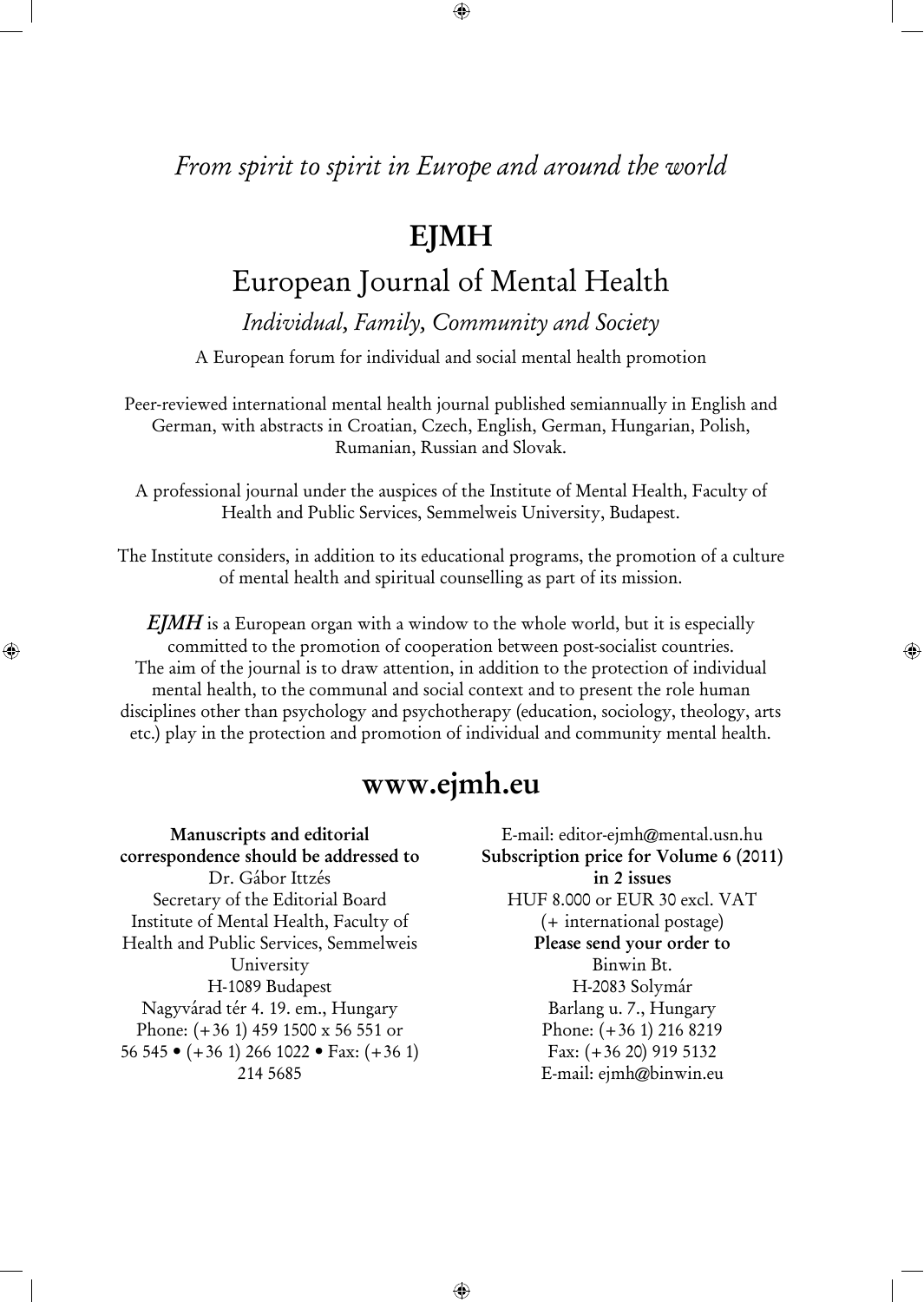*From spirit to spirit in Europe and around the world*

# EJMH

## European Journal of Mental Health

*Individual, Family, Community and Society*

A European forum for individual and social mental health promotion

Peer-reviewed international mental health journal published semiannually in English and German, with abstracts in Croatian, Czech, English, German, Hungarian, Polish, Rumanian, Russian and Slovak.

A professional journal under the auspices of the Institute of Mental Health, Faculty of Health and Public Services, Semmelweis University, Budapest.

The Institute considers, in addition to its educational programs, the promotion of a culture of mental health and spiritual counselling as part of its mission.

***EJMH*** is a European organ with a window to the whole world, but it is especially committed to the promotion of cooperation between post-socialist countries. The aim of the journal is to draw attention, in addition to the protection of individual mental health, to the communal and social context and to present the role human disciplines other than psychology and psychotherapy (education, sociology, theology, arts etc.) play in the protection and promotion of individual and community mental health.

## www.ejmh.eu

**Manuscripts and editorial correspondence should be addressed to**
Dr. Gábor Ittzés
Secretary of the Editorial Board
Institute of Mental Health, Faculty of Health and Public Services, Semmelweis University
H-1089 Budapest
Nagyvárad tér 4. 19. em., Hungary
Phone: (+36 1) 459 1500 x 56 551 or 56 545 • (+36 1) 266 1022 • Fax: (+36 1) 214 5685
E-mail: editor-ejmh@mental.usn.hu

**Subscription price for Volume 6 (2011) in 2 issues**
HUF 8.000 or EUR 30 excl. VAT
(+ international postage)

**Please send your order to**
Binwin Bt.
H-2083 Solymár
Barlang u. 7., Hungary
Phone: (+36 1) 216 8219
Fax: (+36 20) 919 5132
E-mail: ejmh@binwin.eu